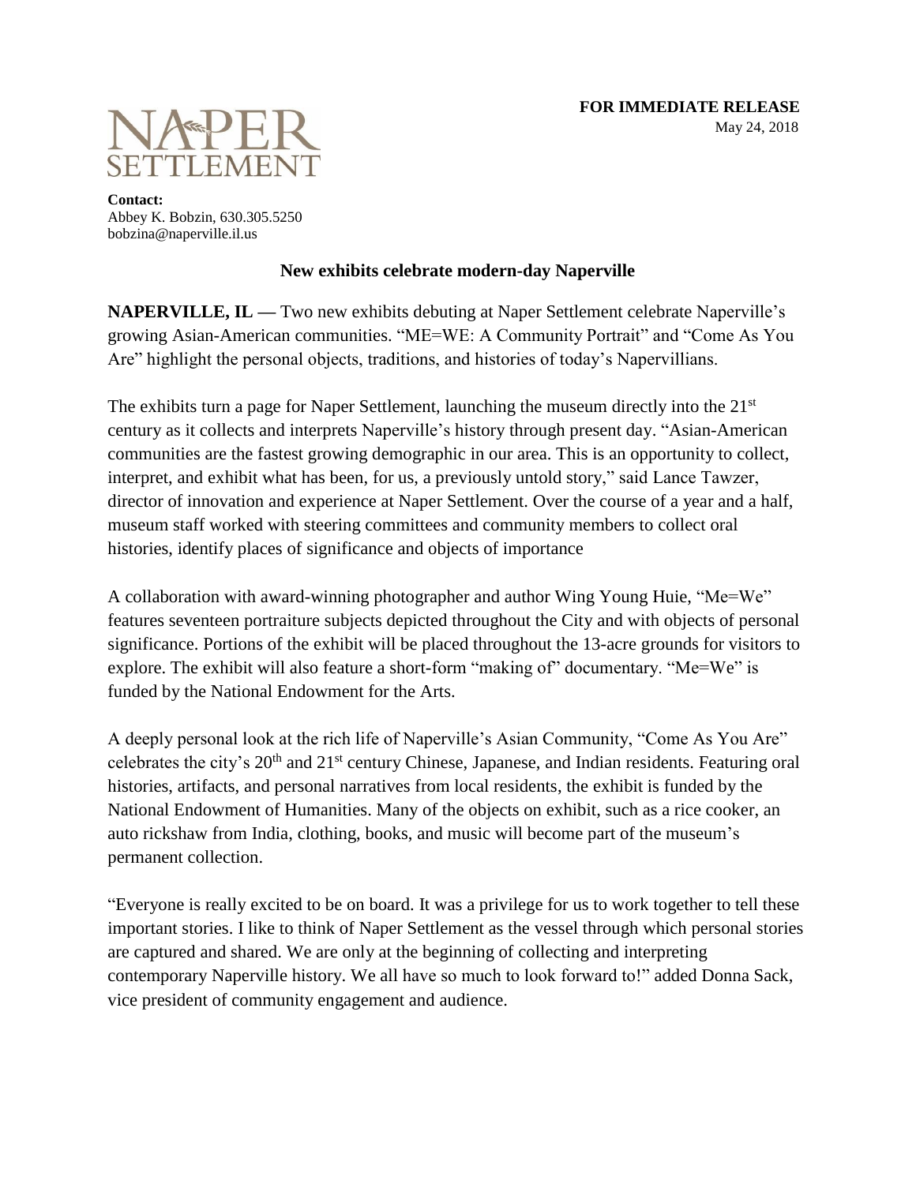**FOR IMMEDIATE RELEASE**
May 24, 2018

NAPER SETTLEMENT

**Contact:**
Abbey K. Bobzin, 630.305.5250
bobzina@naperville.il.us

## New exhibits celebrate modern-day Naperville

**NAPERVILLE, IL —** Two new exhibits debuting at Naper Settlement celebrate Naperville's growing Asian-American communities. "ME=WE: A Community Portrait" and "Come As You Are" highlight the personal objects, traditions, and histories of today's Napervillians.

The exhibits turn a page for Naper Settlement, launching the museum directly into the 21st century as it collects and interprets Naperville's history through present day. "Asian-American communities are the fastest growing demographic in our area. This is an opportunity to collect, interpret, and exhibit what has been, for us, a previously untold story," said Lance Tawzer, director of innovation and experience at Naper Settlement. Over the course of a year and a half, museum staff worked with steering committees and community members to collect oral histories, identify places of significance and objects of importance

A collaboration with award-winning photographer and author Wing Young Huie, "Me=We" features seventeen portraiture subjects depicted throughout the City and with objects of personal significance. Portions of the exhibit will be placed throughout the 13-acre grounds for visitors to explore. The exhibit will also feature a short-form "making of" documentary. "Me=We" is funded by the National Endowment for the Arts.

A deeply personal look at the rich life of Naperville's Asian Community, "Come As You Are" celebrates the city's 20th and 21st century Chinese, Japanese, and Indian residents. Featuring oral histories, artifacts, and personal narratives from local residents, the exhibit is funded by the National Endowment of Humanities. Many of the objects on exhibit, such as a rice cooker, an auto rickshaw from India, clothing, books, and music will become part of the museum's permanent collection.

"Everyone is really excited to be on board. It was a privilege for us to work together to tell these important stories. I like to think of Naper Settlement as the vessel through which personal stories are captured and shared. We are only at the beginning of collecting and interpreting contemporary Naperville history. We all have so much to look forward to!" added Donna Sack, vice president of community engagement and audience.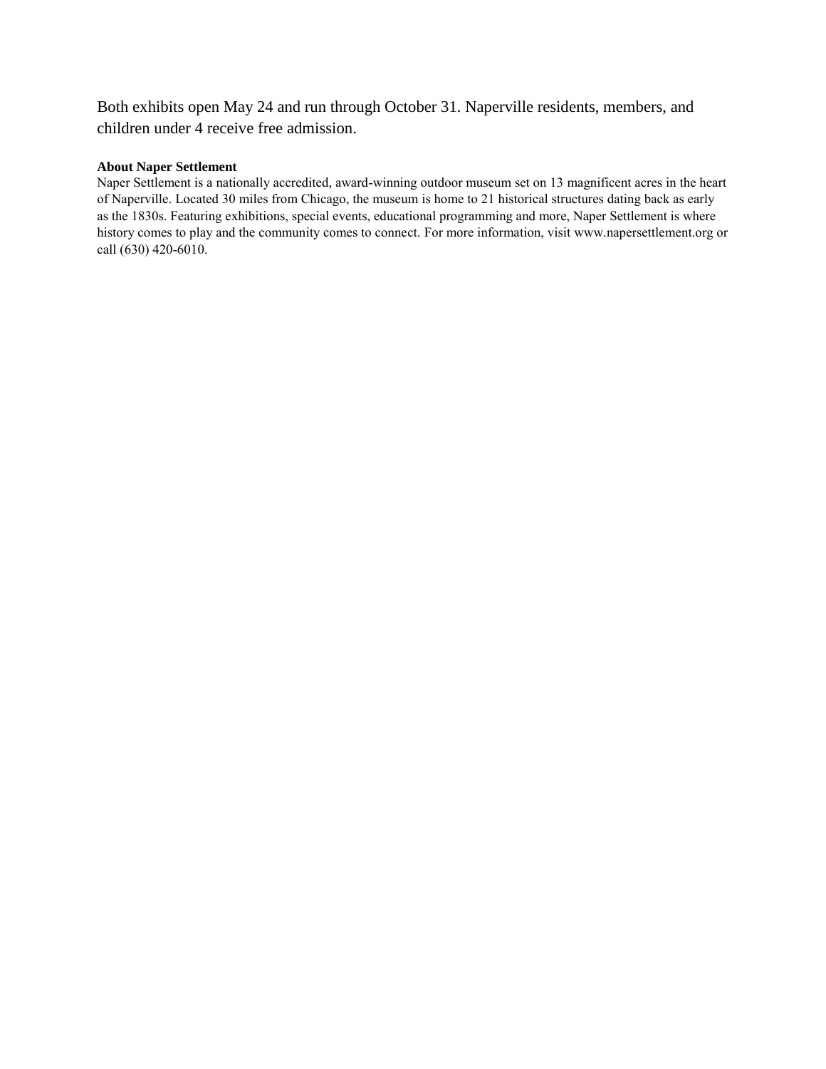Both exhibits open May 24 and run through October 31. Naperville residents, members, and children under 4 receive free admission.

**About Naper Settlement**

Naper Settlement is a nationally accredited, award-winning outdoor museum set on 13 magnificent acres in the heart of Naperville. Located 30 miles from Chicago, the museum is home to 21 historical structures dating back as early as the 1830s. Featuring exhibitions, special events, educational programming and more, Naper Settlement is where history comes to play and the community comes to connect. For more information, visit www.napersettlement.org or call (630) 420-6010.